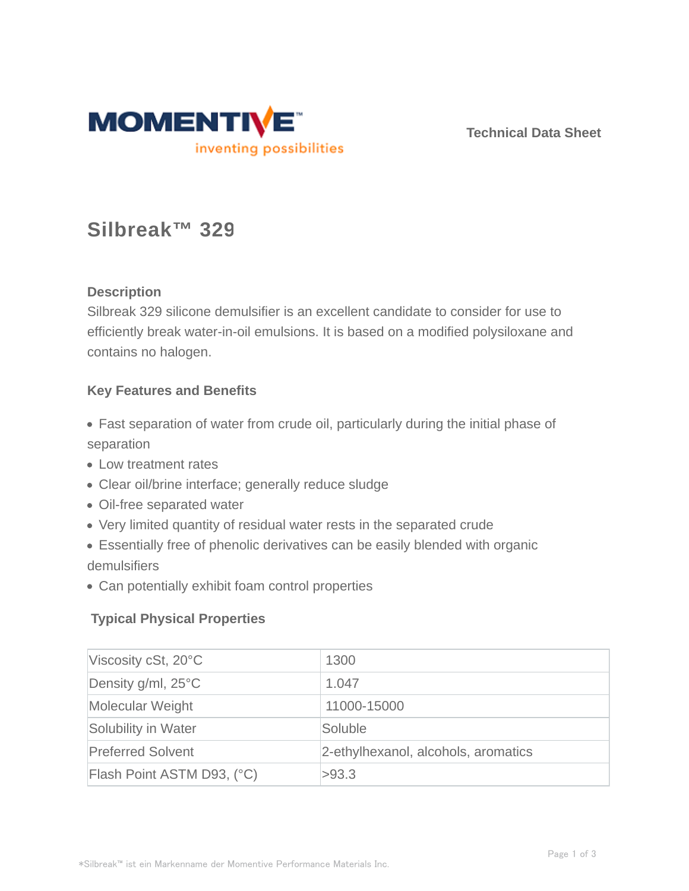**Technical Data Sheet**

# Silbreak™ 329

## Description

Silbreak 329 silicone demulsifier is an excellent candidate to consider for use to efficiently break water-in-oil emulsions. It is based on a modified polysiloxane and contains no halogen.

## Key Features and Benefits

- Fast separation of water from crude oil, particularly during the initial phase of separation
- Low treatment rates
- Clear oil/brine interface; generally reduce sludge
- Oil-free separated water
- Very limited quantity of residual water rests in the separated crude
- Essentially free of phenolic derivatives can be easily blended with organic demulsifiers
- Can potentially exhibit foam control properties

## Typical Physical Properties

| Property | Value |
|---|---|
| Viscosity cSt, 20°C | 1300 |
| Density g/ml, 25°C | 1.047 |
| Molecular Weight | 11000-15000 |
| Solubility in Water | Soluble |
| Preferred Solvent | 2-ethylhexanol, alcohols, aromatics |
| Flash Point ASTM D93, (°C) | >93.3 |

*Silbreak™ ist ein Markenname der Momentive Performance Materials Inc.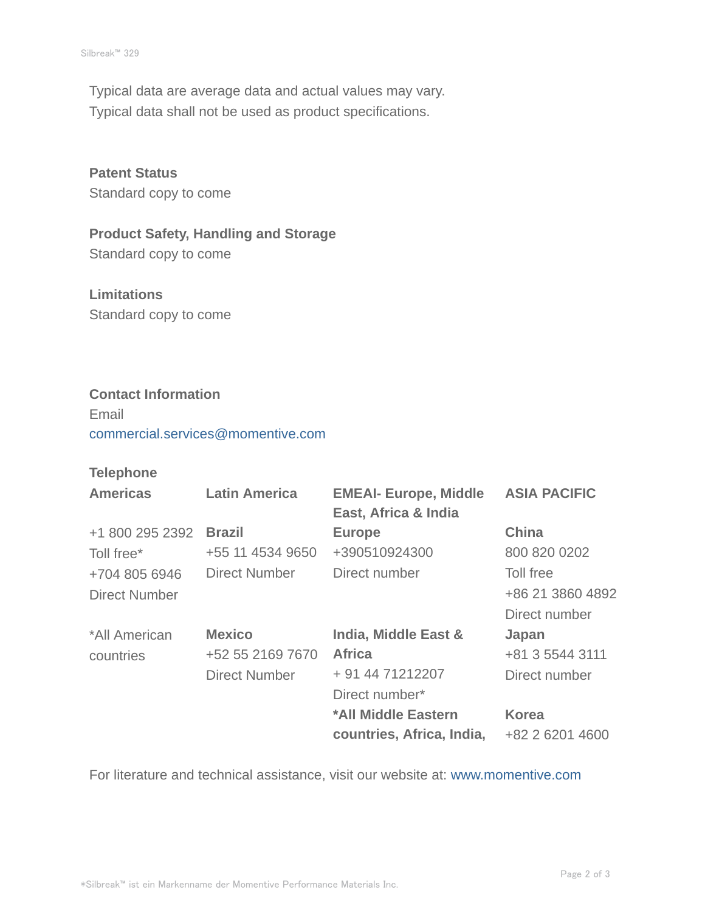Typical data are average data and actual values may vary.
Typical data shall not be used as product specifications.

**Patent Status**
Standard copy to come

**Product Safety, Handling and Storage**
Standard copy to come

**Limitations**
Standard copy to come

**Contact Information**
Email
commercial.services@momentive.com

**Telephone**

| Americas | Latin America | EMEAI- Europe, Middle East, Africa & India | ASIA PACIFIC |
|---|---|---|---|
| +1 800 295 2392<br>Toll free*<br>+704 805 6946<br>Direct Number | **Brazil**<br>+55 11 4534 9650<br>Direct Number | **Europe**<br>+390510924300<br>Direct number | **China**<br>800 820 0202<br>Toll free<br>+86 21 3860 4892<br>Direct number |
| *All American countries | **Mexico**<br>+52 55 2169 7670<br>Direct Number | **India, Middle East & Africa**<br>+ 91 44 71212207<br>Direct number* | **Japan**<br>+81 3 5544 3111<br>Direct number |
| | | ***All Middle Eastern countries, Africa, India,** | **Korea**<br>+82 2 6201 4600 |

For literature and technical assistance, visit our website at: www.momentive.com

*Silbreak™ ist ein Markenname der Momentive Performance Materials Inc.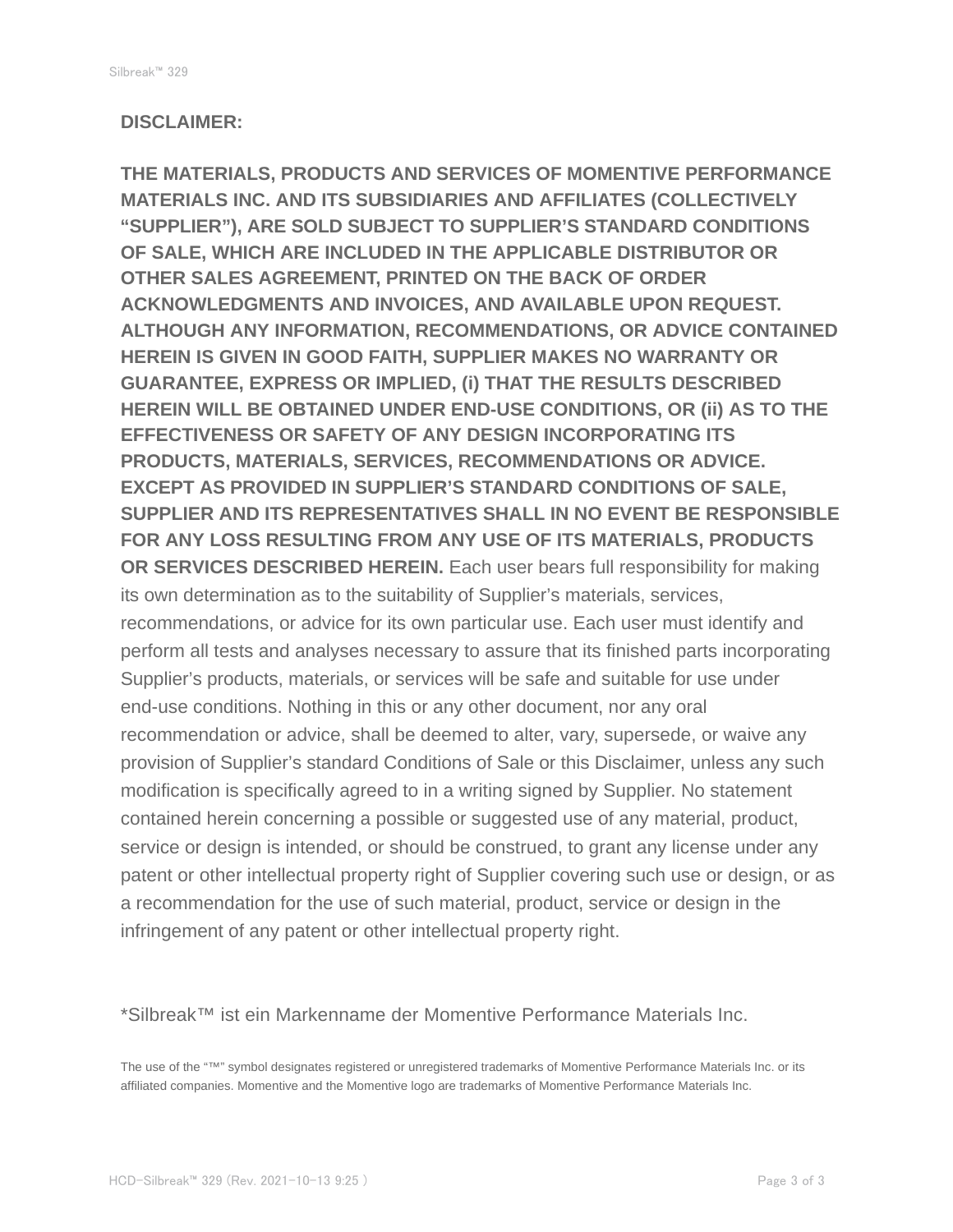**DISCLAIMER:**

**THE MATERIALS, PRODUCTS AND SERVICES OF MOMENTIVE PERFORMANCE MATERIALS INC. AND ITS SUBSIDIARIES AND AFFILIATES (COLLECTIVELY “SUPPLIER”), ARE SOLD SUBJECT TO SUPPLIER’S STANDARD CONDITIONS OF SALE, WHICH ARE INCLUDED IN THE APPLICABLE DISTRIBUTOR OR OTHER SALES AGREEMENT, PRINTED ON THE BACK OF ORDER ACKNOWLEDGMENTS AND INVOICES, AND AVAILABLE UPON REQUEST. ALTHOUGH ANY INFORMATION, RECOMMENDATIONS, OR ADVICE CONTAINED HEREIN IS GIVEN IN GOOD FAITH, SUPPLIER MAKES NO WARRANTY OR GUARANTEE, EXPRESS OR IMPLIED, (i) THAT THE RESULTS DESCRIBED HEREIN WILL BE OBTAINED UNDER END-USE CONDITIONS, OR (ii) AS TO THE EFFECTIVENESS OR SAFETY OF ANY DESIGN INCORPORATING ITS PRODUCTS, MATERIALS, SERVICES, RECOMMENDATIONS OR ADVICE. EXCEPT AS PROVIDED IN SUPPLIER’S STANDARD CONDITIONS OF SALE, SUPPLIER AND ITS REPRESENTATIVES SHALL IN NO EVENT BE RESPONSIBLE FOR ANY LOSS RESULTING FROM ANY USE OF ITS MATERIALS, PRODUCTS OR SERVICES DESCRIBED HEREIN.** Each user bears full responsibility for making its own determination as to the suitability of Supplier’s materials, services, recommendations, or advice for its own particular use. Each user must identify and perform all tests and analyses necessary to assure that its finished parts incorporating Supplier’s products, materials, or services will be safe and suitable for use under end-use conditions. Nothing in this or any other document, nor any oral recommendation or advice, shall be deemed to alter, vary, supersede, or waive any provision of Supplier’s standard Conditions of Sale or this Disclaimer, unless any such modification is specifically agreed to in a writing signed by Supplier. No statement contained herein concerning a possible or suggested use of any material, product, service or design is intended, or should be construed, to grant any license under any patent or other intellectual property right of Supplier covering such use or design, or as a recommendation for the use of such material, product, service or design in the infringement of any patent or other intellectual property right.

*Silbreak™ ist ein Markenname der Momentive Performance Materials Inc.

The use of the “™” symbol designates registered or unregistered trademarks of Momentive Performance Materials Inc. or its affiliated companies. Momentive and the Momentive logo are trademarks of Momentive Performance Materials Inc.